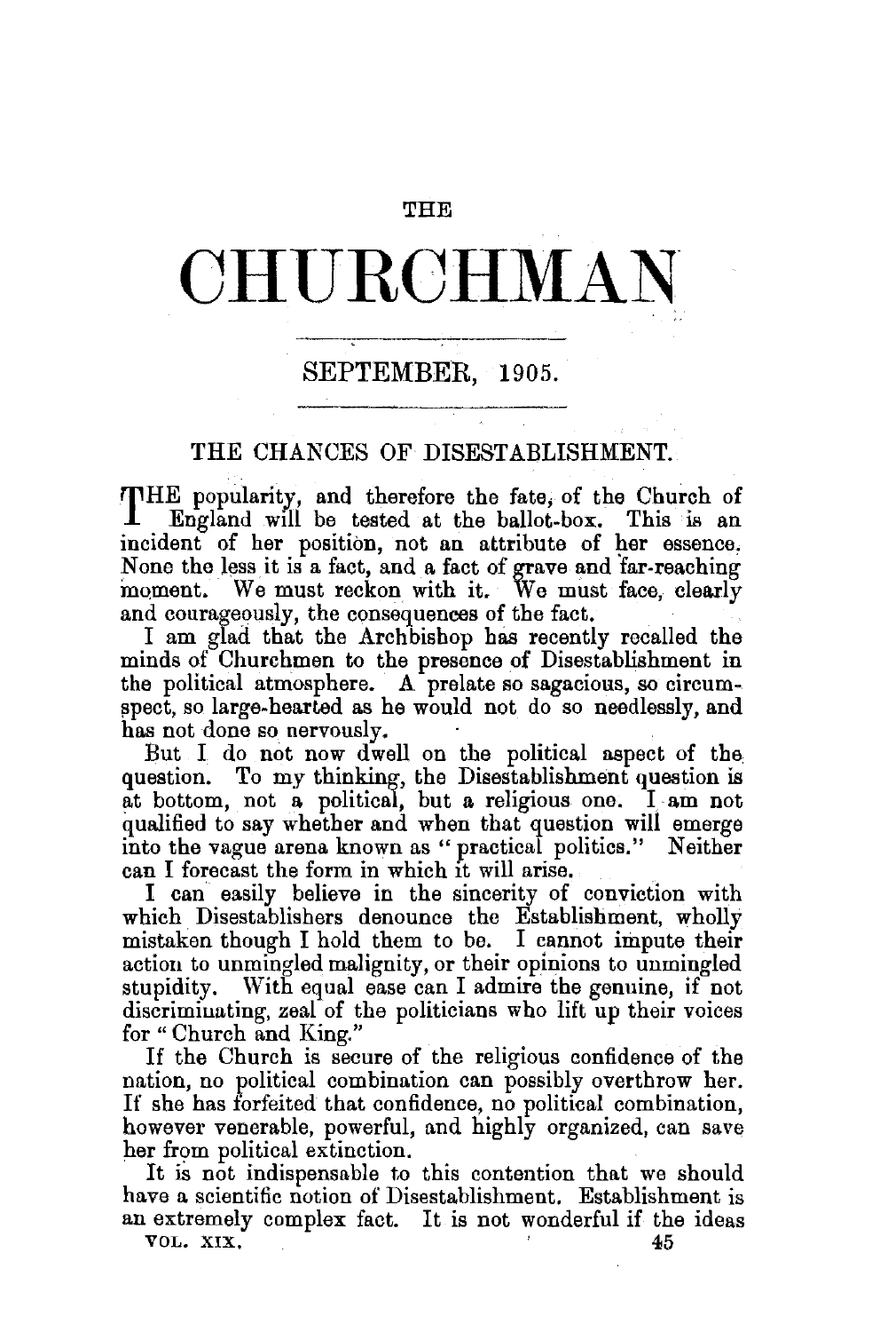THE

# CHURCHMAN

SEPTEMBER, 1905.

## THE CHANCES OF DISESTABLISHMENT.

THE popularity, and therefore the fate, of the Church of England will be tested at the ballot-box. This is an incident of her position, not an attribute of her essence. None the less it is a fact, and a fact of grave and far-reaching moment. We must reckon with it. We must face, clearly and courageously, the consequences of the fact.

I am glad that the Archbishop has recently recalled the minds of Churchmen to the presence of Disestablishment in the political atmosphere. A prelate so sagacious, so circumspect, so large-hearted as he would not do so needlessly, and has not done so nervously.

But I do not now dwell on the political aspect of the question. To my thinking, the Disestablishment question is at bottom, not a political, but a religious one. I am not qualified to say whether and when that question will emerge into the vague arena known as "practical politics." Neither can I forecast the form in which it will arise.

I can easily believe in the sincerity of conviction with which Disestablishers denounce the Establishment, wholly mistaken though I hold them to be. I cannot impute their action to unmingled malignity, or their opinions to unmingled stupidity. With equal ease can I admire the genuine, if not discriminating, zeal of the politicians who lift up their voices for "Church and King."

If the Church is secure of the religious confidence of the nation, no political combination can possibly overthrow her. If she has forfeited that confidence, no political combination, however venerable, powerful, and highly organized, can save her from political extinction.

It is not indispensable to this contention that we should have a scientific notion of Disestablishment. Establishment is an extremely complex fact. It is not wonderful if the ideas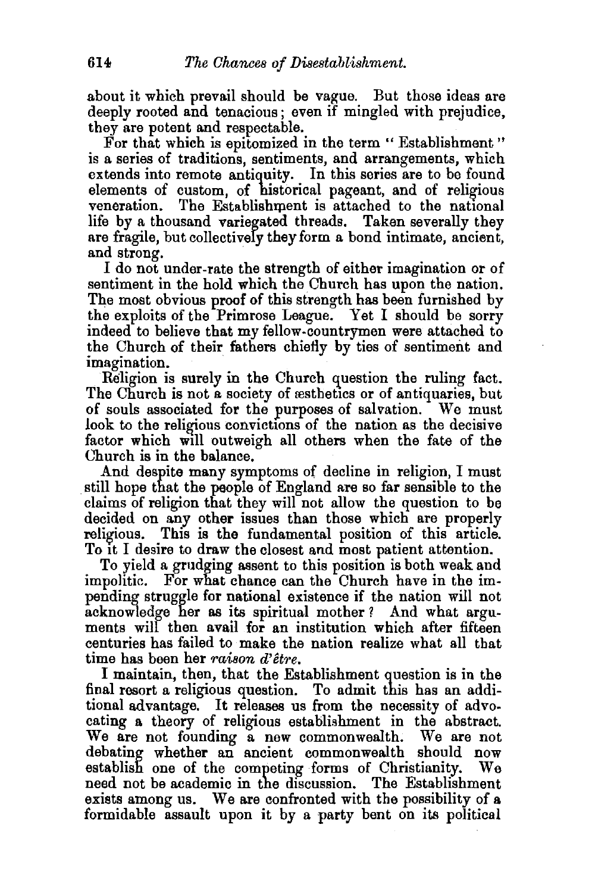about it which prevail should be vague. But those ideas are deeply rooted and tenacious; even if mingled with prejudice, they are potent and respectable.

For that which is epitomized in the term "Establishment" is a series of traditions, sentiments, and arrangements, which extends into remote antiquity. In this series are to be found elements of custom, of historical pageant, and of religious veneration. The Establishment is attached to the national life by a thousand variegated threads. Taken severally they are fragile, but collectively they form a bond intimate, ancient, and strong.

I do not under-rate the strength of either imagination or of sentiment in the hold which the Church has upon the nation. The most obvious proof of this strength has been furnished by the exploits of the Primrose League. Yet I should be sorry indeed to believe that my fellow-countrymen were attached to the Church of their fathers chiefly by ties of sentiment and imagination.

Religion is surely in the Church question the ruling fact. The Church is not a society of æsthetics or of antiquaries, but of souls associated for the purposes of salvation. We must look to the religious convictions of the nation as the decisive factor which will outweigh all others when the fate of the Church is in the balance.

And despite many symptoms of decline in religion, I must still hope that the people of England are so far sensible to the claims of religion that they will not allow the question to be decided on any other issues than those which are properly religious. This is the fundamental position of this article. To it I desire to draw the closest and most patient attention.

To yield a grudging assent to this position is both weak and impolitic. For what chance can the Church have in the impending struggle for national existence if the nation will not acknowledge her as its spiritual mother? And what arguments will then avail for an institution which after fifteen centuries has failed to make the nation realize what all that time has been her *raison d'être*.

I maintain, then, that the Establishment question is in the final resort a religious question. To admit this has an additional advantage. It releases us from the necessity of advocating a theory of religious establishment in the abstract. We are not founding a new commonwealth. We are not debating whether an ancient commonwealth should now establish one of the competing forms of Christianity. We need not be academic in the discussion. The Establishment exists among us. We are confronted with the possibility of a formidable assault upon it by a party bent on its political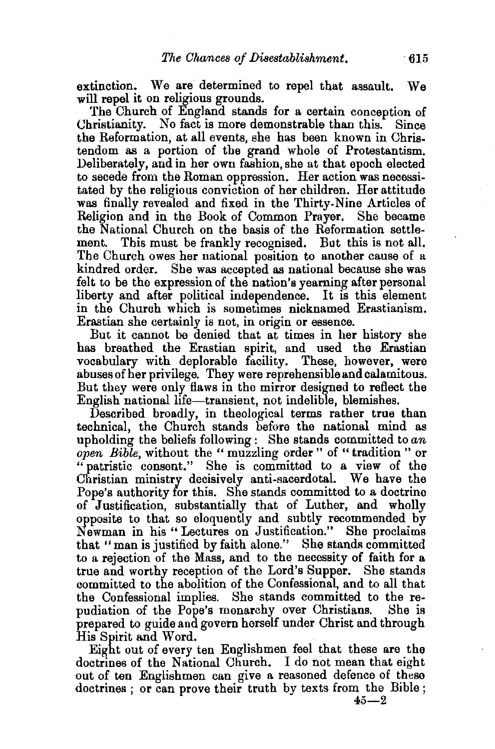extinction. We are determined to repel that assault. We will repel it on religious grounds.

The Church of England stands for a certain conception of Christianity. No fact is more demonstrable than this. Since the Reformation, at all events, she has been known in Christendom as a portion of the grand whole of Protestantism. Deliberately, and in her own fashion, she at that epoch elected to secede from the Roman oppression. Her action was necessitated by the religious conviction of her children. Her attitude was finally revealed and fixed in the Thirty-Nine Articles of Religion and in the Book of Common Prayer. She became the National Church on the basis of the Reformation settlement. This must be frankly recognised. But this is not all. The Church owes her national position to another cause of a kindred order. She was accepted as national because she was felt to be the expression of the nation's yearning after personal liberty and after political independence. It is this element in the Church which is sometimes nicknamed Erastianism. Erastian she certainly is not, in origin or essence.

But it cannot be denied that at times in her history she has breathed the Erastian spirit, and used the Erastian vocabulary with deplorable facility. These, however, were abuses of her privilege. They were reprehensible and calamitous. But they were only flaws in the mirror designed to reflect the English national life—transient, not indelible, blemishes.

Described broadly, in theological terms rather true than technical, the Church stands before the national mind as upholding the beliefs following: She stands committed to *an open Bible*, without the "muzzling order" of "tradition" or "patristic consent." She is committed to a view of the Christian ministry decisively anti-sacerdotal. We have the Pope's authority for this. She stands committed to a doctrine of Justification, substantially that of Luther, and wholly opposite to that so eloquently and subtly recommended by Newman in his "Lectures on Justification." She proclaims that "man is justified by faith alone." She stands committed to a rejection of the Mass, and to the necessity of faith for a true and worthy reception of the Lord's Supper. She stands committed to the abolition of the Confessional, and to all that the Confessional implies. She stands committed to the repudiation of the Pope's monarchy over Christians. She is prepared to guide and govern herself under Christ and through His Spirit and Word.

Eight out of every ten Englishmen feel that these are the doctrines of the National Church. I do not mean that eight out of ten Englishmen can give a reasoned defence of these doctrines; or can prove their truth by texts from the Bible;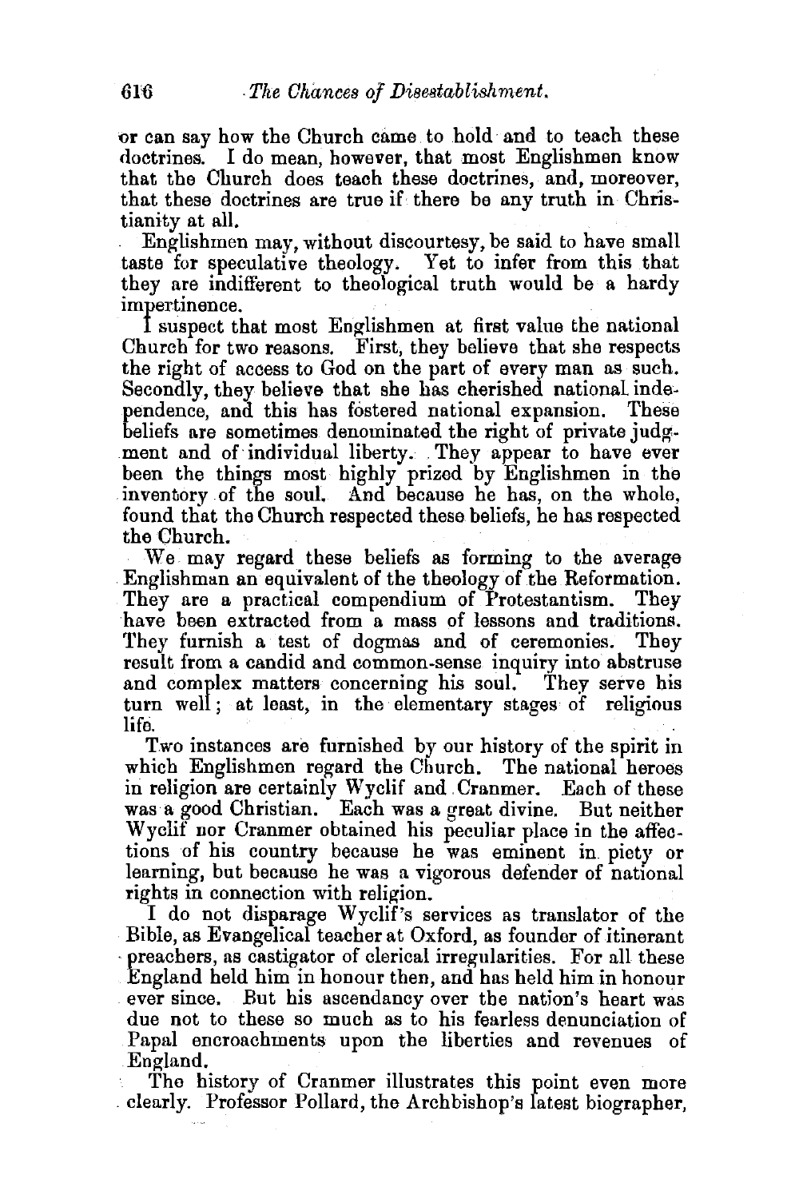or can say how the Church came to hold and to teach these doctrines. I do mean, however, that most Englishmen know that the Church does teach these doctrines, and, moreover, that these doctrines are true if there be any truth in Christianity at all.

Englishmen may, without discourtesy, be said to have small taste for speculative theology. Yet to infer from this that they are indifferent to theological truth would be a hardy impertinence.

I suspect that most Englishmen at first value the national Church for two reasons. First, they believe that she respects the right of access to God on the part of every man as such. Secondly, they believe that she has cherished national independence, and this has fostered national expansion. These beliefs are sometimes denominated the right of private judgment and of individual liberty. They appear to have ever been the things most highly prized by Englishmen in the inventory of the soul. And because he has, on the whole, found that the Church respected these beliefs, he has respected the Church.

We may regard these beliefs as forming to the average Englishman an equivalent of the theology of the Reformation. They are a practical compendium of Protestantism. They have been extracted from a mass of lessons and traditions. They furnish a test of dogmas and of ceremonies. They result from a candid and common-sense inquiry into abstruse and complex matters concerning his soul. They serve his turn well; at least, in the elementary stages of religious life.

Two instances are furnished by our history of the spirit in which Englishmen regard the Church. The national heroes in religion are certainly Wyclif and Cranmer. Each of these was a good Christian. Each was a great divine. But neither Wyclif nor Cranmer obtained his peculiar place in the affections of his country because he was eminent in piety or learning, but because he was a vigorous defender of national rights in connection with religion.

I do not disparage Wyclif's services as translator of the Bible, as Evangelical teacher at Oxford, as founder of itinerant preachers, as castigator of clerical irregularities. For all these England held him in honour then, and has held him in honour ever since. But his ascendancy over the nation's heart was due not to these so much as to his fearless denunciation of Papal encroachments upon the liberties and revenues of England.

The history of Cranmer illustrates this point even more clearly. Professor Pollard, the Archbishop's latest biographer,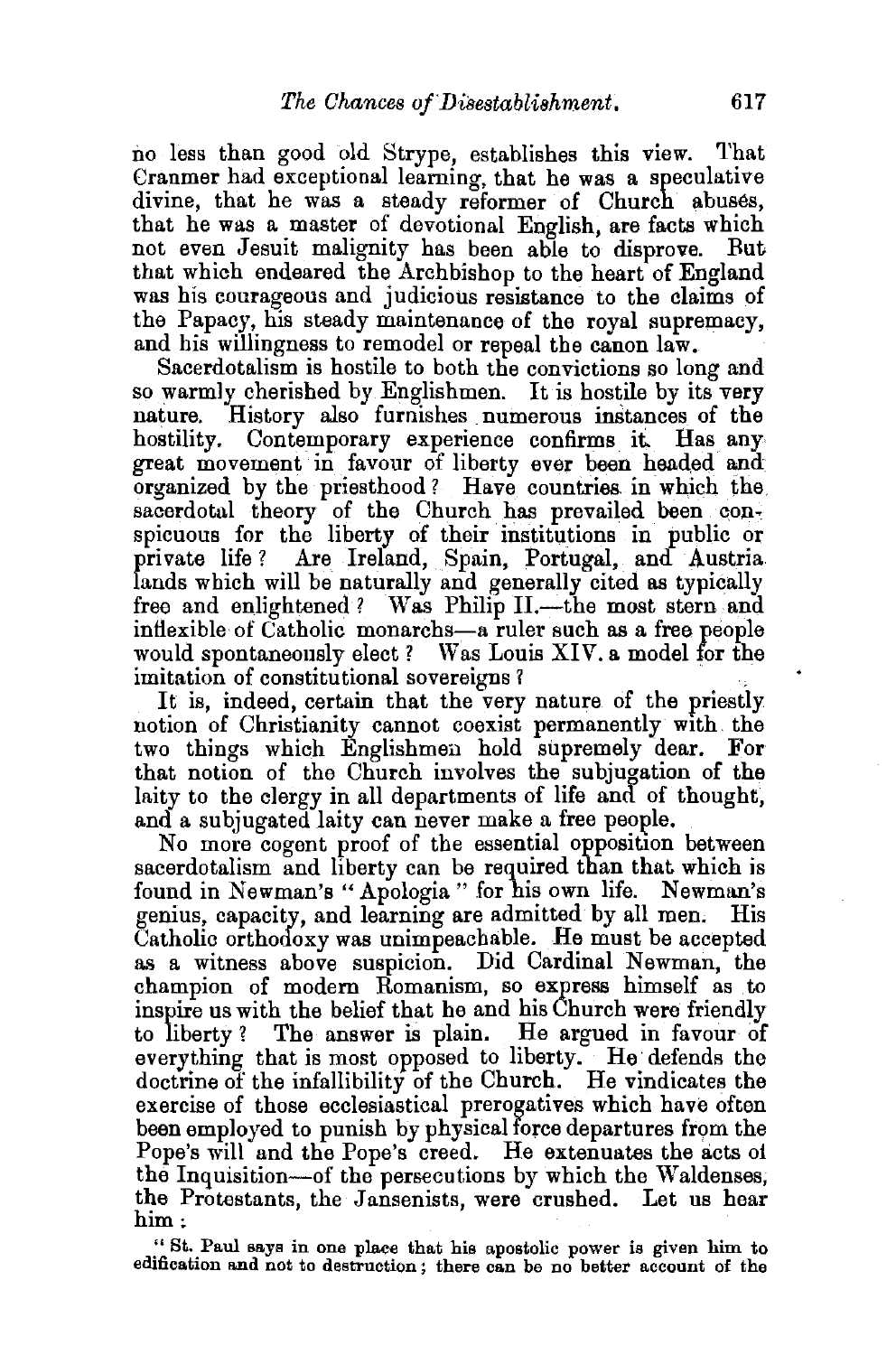no less than good old Strype, establishes this view. That Cranmer had exceptional learning, that he was a speculative divine, that he was a steady reformer of Church abuses, that he was a master of devotional English, are facts which not even Jesuit malignity has been able to disprove. But that which endeared the Archbishop to the heart of England was his courageous and judicious resistance to the claims of the Papacy, his steady maintenance of the royal supremacy, and his willingness to remodel or repeal the canon law.

Sacerdotalism is hostile to both the convictions so long and so warmly cherished by Englishmen. It is hostile by its very nature. History also furnishes numerous instances of the hostility. Contemporary experience confirms it. Has any great movement in favour of liberty ever been headed and organized by the priesthood? Have countries in which the sacerdotal theory of the Church has prevailed been conspicuous for the liberty of their institutions in public or private life? Are Ireland, Spain, Portugal, and Austria lands which will be naturally and generally cited as typically free and enlightened? Was Philip II.—the most stern and inflexible of Catholic monarchs—a ruler such as a free people would spontaneously elect? Was Louis XIV. a model for the imitation of constitutional sovereigns?

It is, indeed, certain that the very nature of the priestly notion of Christianity cannot coexist permanently with the two things which Englishmen hold supremely dear. For that notion of the Church involves the subjugation of the laity to the clergy in all departments of life and of thought, and a subjugated laity can never make a free people.

No more cogent proof of the essential opposition between sacerdotalism and liberty can be required than that which is found in Newman's "Apologia" for his own life. Newman's genius, capacity, and learning are admitted by all men. His Catholic orthodoxy was unimpeachable. He must be accepted as a witness above suspicion. Did Cardinal Newman, the champion of modern Romanism, so express himself as to inspire us with the belief that he and his Church were friendly to liberty? The answer is plain. He argued in favour of everything that is most opposed to liberty. He defends the doctrine of the infallibility of the Church. He vindicates the exercise of those ecclesiastical prerogatives which have often been employed to punish by physical force departures from the Pope's will and the Pope's creed. He extenuates the acts of the Inquisition—of the persecutions by which the Waldenses, the Protestants, the Jansenists, were crushed. Let us hear him:

"St. Paul says in one place that his apostolic power is given him to edification and not to destruction; there can be no better account of the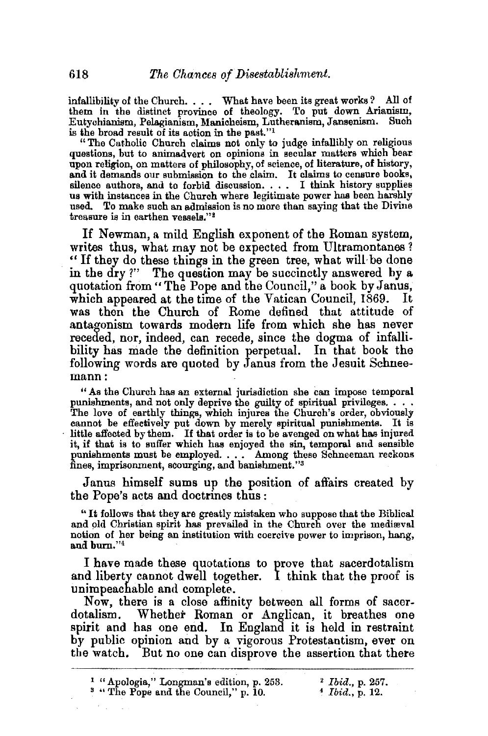infallibility of the Church. . . . What have been its great works? All of them in the distinct province of theology. To put down Arianism, Eutychianism, Pelagianism, Manicheism, Lutheranism, Jansenism. Such is the broad result of its action in the past."[1]

"The Catholic Church claims not only to judge infallibly on religious questions, but to animadvert on opinions in secular matters which bear upon religion, on matters of philosophy, of science, of literature, of history, and it demands our submission to the claim. It claims to censure books, silence authors, and to forbid discussion. . . . I think history supplies us with instances in the Church where legitimate power has been harshly used. To make such an admission is no more than saying that the Divine treasure is in earthen vessels."[2]

If Newman, a mild English exponent of the Roman system, writes thus, what may not be expected from Ultramontanes? "If they do these things in the green tree, what will be done in the dry?" The question may be succinctly answered by a quotation from "The Pope and the Council," a book by Janus, which appeared at the time of the Vatican Council, 1869. It was then the Church of Rome defined that attitude of antagonism towards modern life from which she has never receded, nor, indeed, can recede, since the dogma of infallibility has made the definition perpetual. In that book the following words are quoted by Janus from the Jesuit Schneemann:

"As the Church has an external jurisdiction she can impose temporal punishments, and not only deprive the guilty of spiritual privileges. . . . The love of earthly things, which injures the Church's order, obviously cannot be effectively put down by merely spiritual punishments. It is little affected by them. If that order is to be avenged on what has injured it, if that is to suffer which has enjoyed the sin, temporal and sensible punishments must be employed. . . . Among these Schneeman reckons fines, imprisonment, scourging, and banishment."[3]

Janus himself sums up the position of affairs created by the Pope's acts and doctrines thus:

"It follows that they are greatly mistaken who suppose that the Biblical and old Christian spirit has prevailed in the Church over the mediæval notion of her being an institution with coercive power to imprison, hang, and burn."[4]

I have made these quotations to prove that sacerdotalism and liberty cannot dwell together. I think that the proof is unimpeachable and complete.

Now, there is a close affinity between all forms of sacerdotalism. Whether Roman or Anglican, it breathes one spirit and has one end. In England it is held in restraint by public opinion and by a vigorous Protestantism, ever on the watch. But no one can disprove the assertion that there

---

[1] "Apologia," Longman's edition, p. 253.

[2] *Ibid.*, p. 257.

[3] "The Pope and the Council," p. 10.

[4] *Ibid.*, p. 12.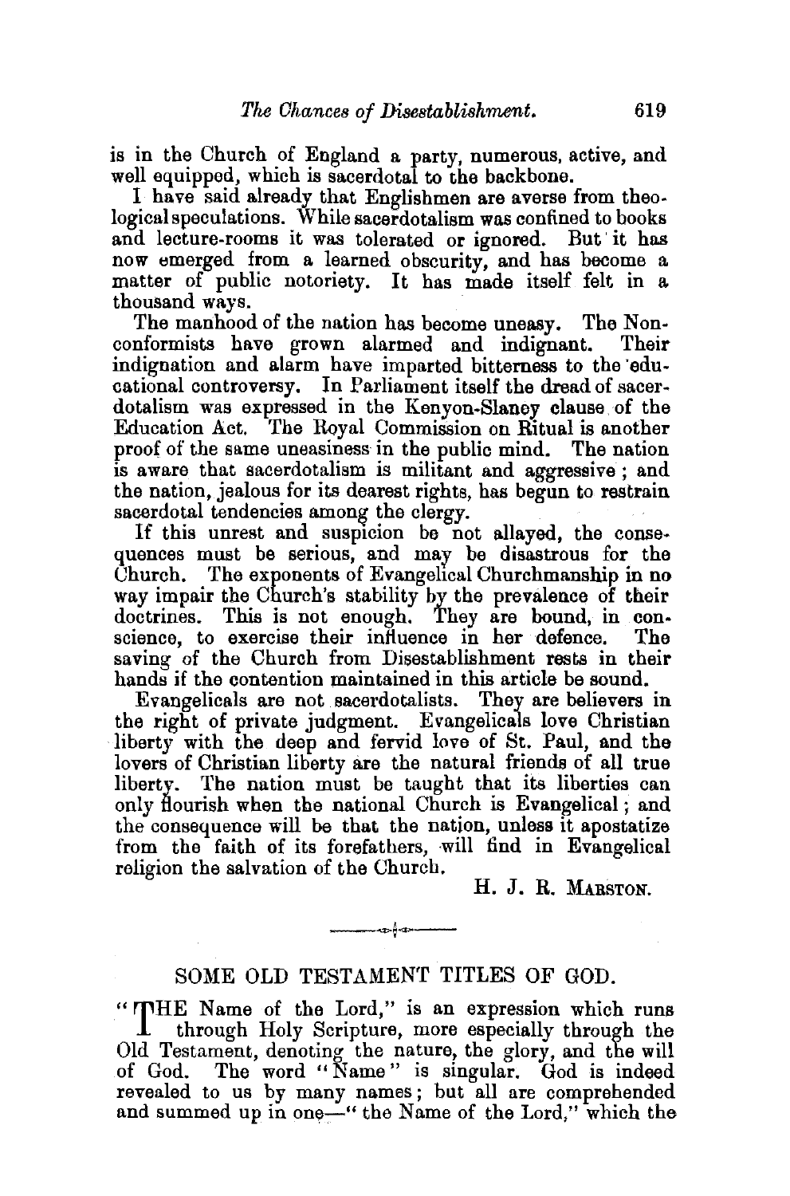is in the Church of England a party, numerous, active, and well equipped, which is sacerdotal to the backbone.

I have said already that Englishmen are averse from theological speculations. While sacerdotalism was confined to books and lecture-rooms it was tolerated or ignored. But it has now emerged from a learned obscurity, and has become a matter of public notoriety. It has made itself felt in a thousand ways.

The manhood of the nation has become uneasy. The Nonconformists have grown alarmed and indignant. Their indignation and alarm have imparted bitterness to the educational controversy. In Parliament itself the dread of sacerdotalism was expressed in the Kenyon-Slaney clause of the Education Act. The Royal Commission on Ritual is another proof of the same uneasiness in the public mind. The nation is aware that sacerdotalism is militant and aggressive; and the nation, jealous for its dearest rights, has begun to restrain sacerdotal tendencies among the clergy.

If this unrest and suspicion be not allayed, the consequences must be serious, and may be disastrous for the Church. The exponents of Evangelical Churchmanship in no way impair the Church's stability by the prevalence of their doctrines. This is not enough. They are bound, in conscience, to exercise their influence in her defence. The saving of the Church from Disestablishment rests in their hands if the contention maintained in this article be sound.

Evangelicals are not sacerdotalists. They are believers in the right of private judgment. Evangelicals love Christian liberty with the deep and fervid love of St. Paul, and the lovers of Christian liberty are the natural friends of all true liberty. The nation must be taught that its liberties can only flourish when the national Church is Evangelical; and the consequence will be that the nation, unless it apostatize from the faith of its forefathers, will find in Evangelical religion the salvation of the Church.

H. J. R. MARSTON.

---

## SOME OLD TESTAMENT TITLES OF GOD.

"THE Name of the Lord," is an expression which runs through Holy Scripture, more especially through the Old Testament, denoting the nature, the glory, and the will of God. The word "Name" is singular. God is indeed revealed to us by many names; but all are comprehended and summed up in one—"the Name of the Lord," which the